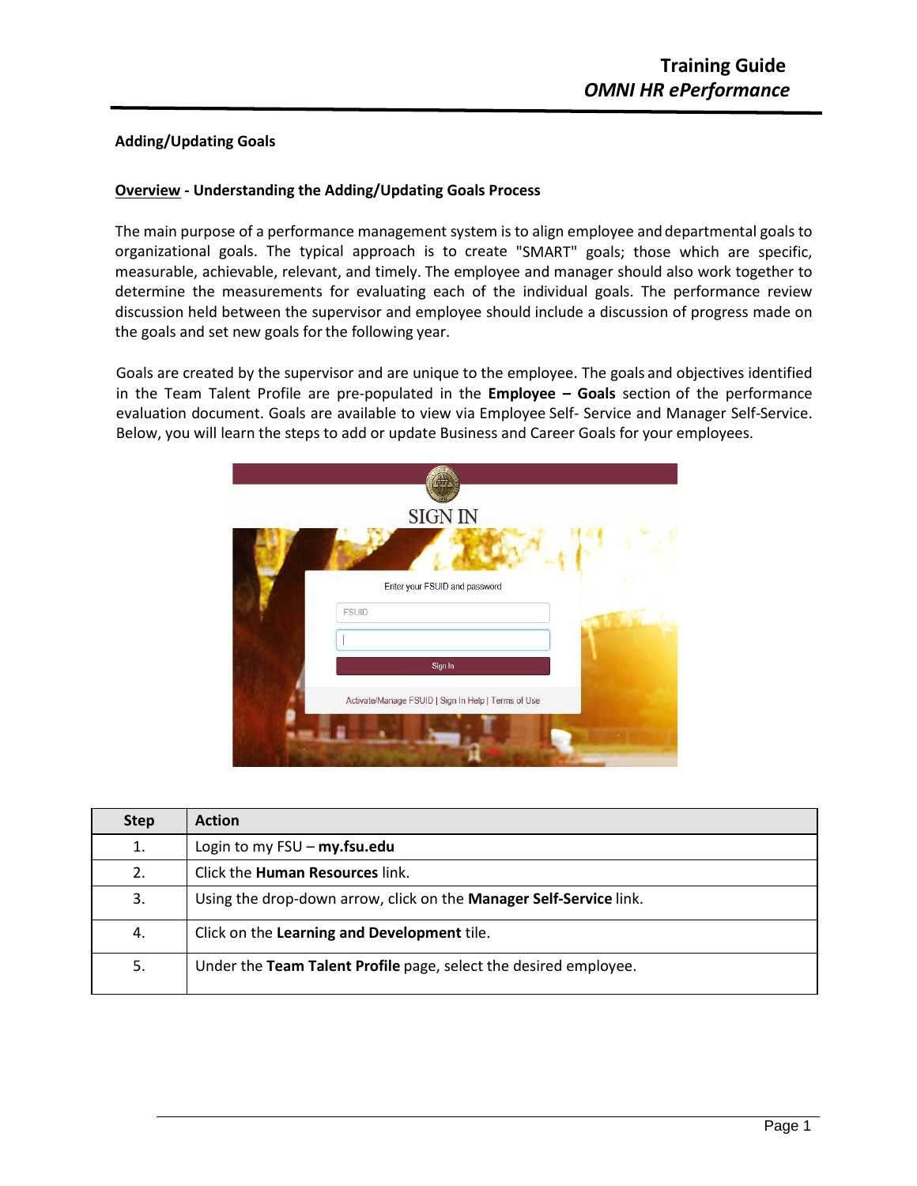# Training Guide
## *OMNI HR ePerformance*

**Adding/Updating Goals**

**Overview - Understanding the Adding/Updating Goals Process**

The main purpose of a performance management system is to align employee and departmental goals to organizational goals. The typical approach is to create "SMART" goals; those which are specific, measurable, achievable, relevant, and timely. The employee and manager should also work together to determine the measurements for evaluating each of the individual goals. The performance review discussion held between the supervisor and employee should include a discussion of progress made on the goals and set new goals for the following year.

Goals are created by the supervisor and are unique to the employee. The goals and objectives identified in the Team Talent Profile are pre-populated in the **Employee – Goals** section of the performance evaluation document. Goals are available to view via Employee Self- Service and Manager Self-Service. Below, you will learn the steps to add or update Business and Career Goals for your employees.

| Step | Action |
|---|---|
| 1. | Login to my FSU – **my.fsu.edu** |
| 2. | Click the **Human Resources** link. |
| 3. | Using the drop-down arrow, click on the **Manager Self-Service** link. |
| 4. | Click on the **Learning and Development** tile. |
| 5. | Under the **Team Talent Profile** page, select the desired employee. |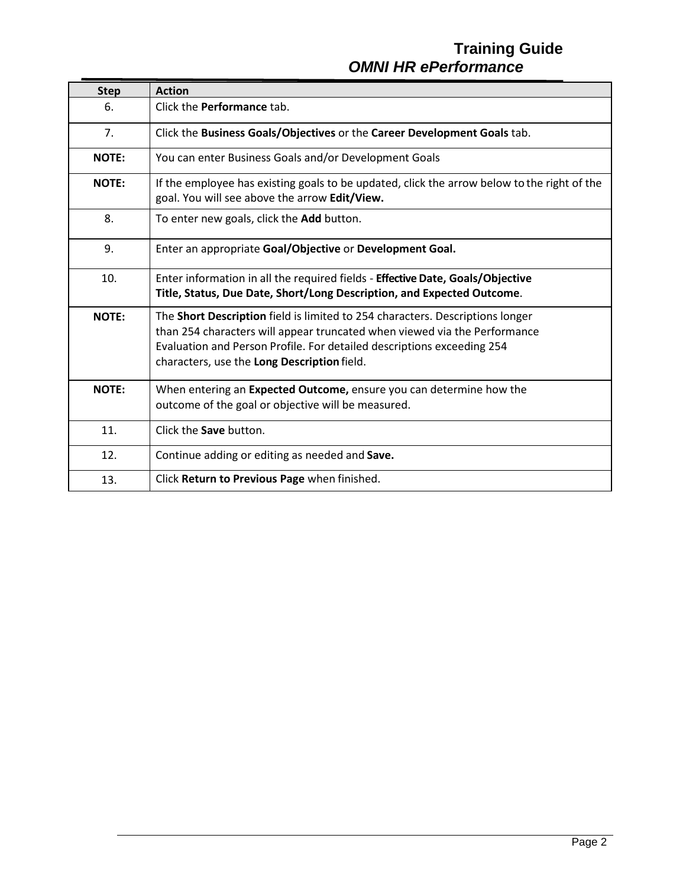| Step | Action |
| --- | --- |
| 6. | Click the **Performance** tab. |
| 7. | Click the **Business Goals/Objectives** or the **Career Development Goals** tab. |
| **NOTE:** | You can enter Business Goals and/or Development Goals |
| **NOTE:** | If the employee has existing goals to be updated, click the arrow below to the right of the goal. You will see above the arrow **Edit/View.** |
| 8. | To enter new goals, click the **Add** button. |
| 9. | Enter an appropriate **Goal/Objective** or **Development Goal.** |
| 10. | Enter information in all the required fields - **Effective Date, Goals/Objective Title, Status, Due Date, Short/Long Description, and Expected Outcome**. |
| **NOTE:** | The **Short Description** field is limited to 254 characters. Descriptions longer than 254 characters will appear truncated when viewed via the Performance Evaluation and Person Profile. For detailed descriptions exceeding 254 characters, use the **Long Description** field. |
| **NOTE:** | When entering an **Expected Outcome,** ensure you can determine how the outcome of the goal or objective will be measured. |
| 11. | Click the **Save** button. |
| 12. | Continue adding or editing as needed and **Save.** |
| 13. | Click **Return to Previous Page** when finished. |